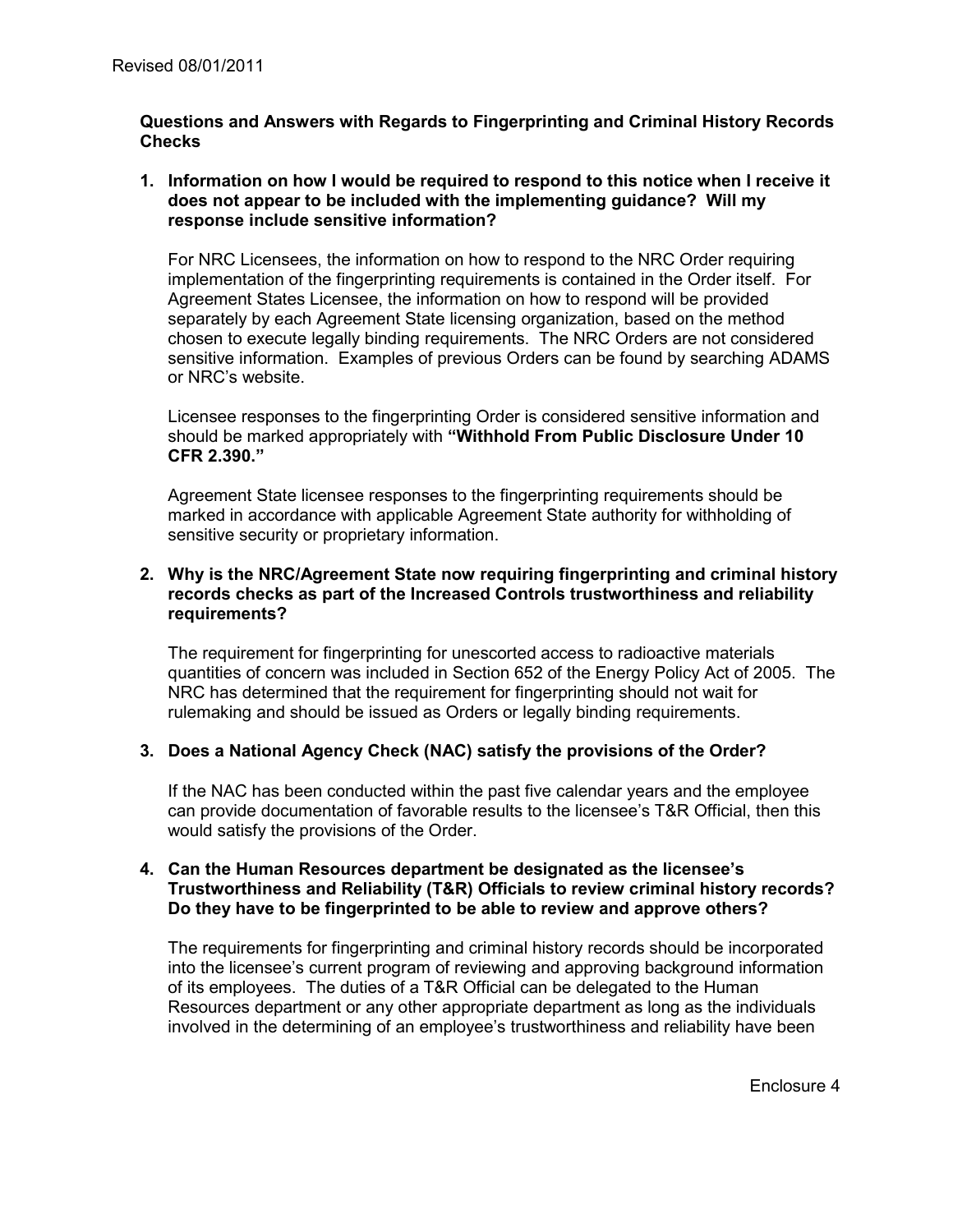Revised 08/01/2011

**Questions and Answers with Regards to Fingerprinting and Criminal History Records Checks**

1. **Information on how I would be required to respond to this notice when I receive it does not appear to be included with the implementing guidance? Will my response include sensitive information?**

   For NRC Licensees, the information on how to respond to the NRC Order requiring implementation of the fingerprinting requirements is contained in the Order itself. For Agreement States Licensee, the information on how to respond will be provided separately by each Agreement State licensing organization, based on the method chosen to execute legally binding requirements. The NRC Orders are not considered sensitive information. Examples of previous Orders can be found by searching ADAMS or NRC's website.

   Licensee responses to the fingerprinting Order is considered sensitive information and should be marked appropriately with **"Withhold From Public Disclosure Under 10 CFR 2.390."**

   Agreement State licensee responses to the fingerprinting requirements should be marked in accordance with applicable Agreement State authority for withholding of sensitive security or proprietary information.

2. **Why is the NRC/Agreement State now requiring fingerprinting and criminal history records checks as part of the Increased Controls trustworthiness and reliability requirements?**

   The requirement for fingerprinting for unescorted access to radioactive materials quantities of concern was included in Section 652 of the Energy Policy Act of 2005. The NRC has determined that the requirement for fingerprinting should not wait for rulemaking and should be issued as Orders or legally binding requirements.

3. **Does a National Agency Check (NAC) satisfy the provisions of the Order?**

   If the NAC has been conducted within the past five calendar years and the employee can provide documentation of favorable results to the licensee's T&R Official, then this would satisfy the provisions of the Order.

4. **Can the Human Resources department be designated as the licensee's Trustworthiness and Reliability (T&R) Officials to review criminal history records? Do they have to be fingerprinted to be able to review and approve others?**

   The requirements for fingerprinting and criminal history records should be incorporated into the licensee's current program of reviewing and approving background information of its employees. The duties of a T&R Official can be delegated to the Human Resources department or any other appropriate department as long as the individuals involved in the determining of an employee's trustworthiness and reliability have been

Enclosure 4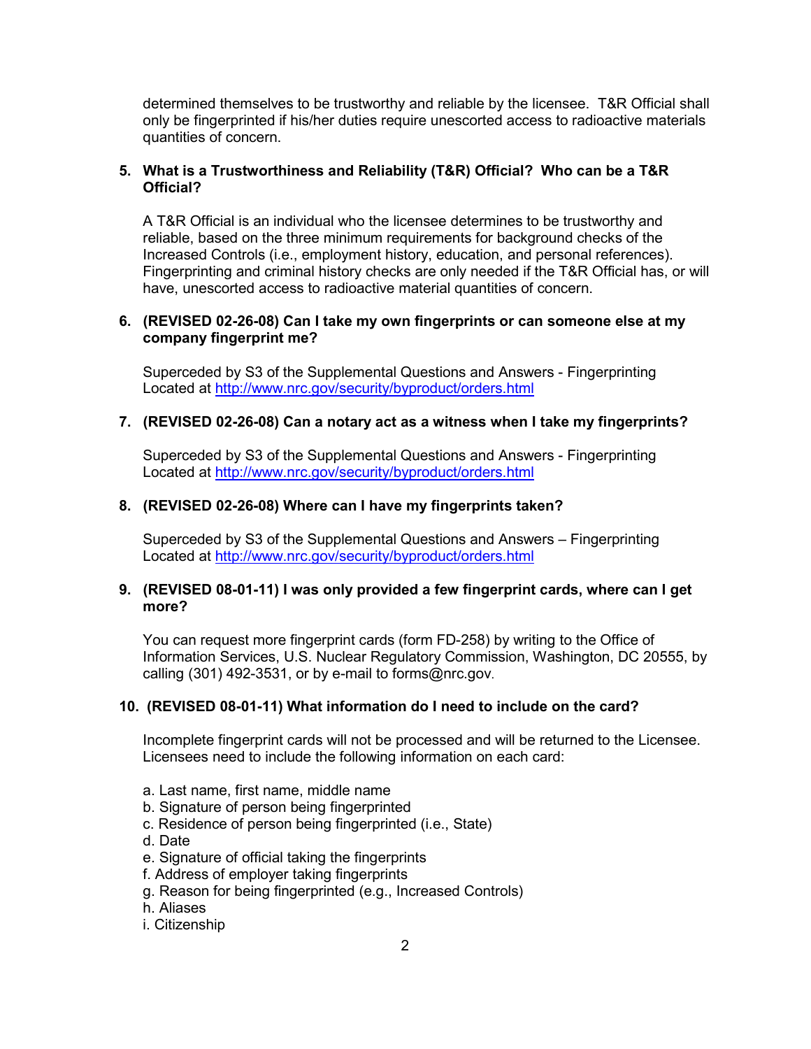determined themselves to be trustworthy and reliable by the licensee. T&R Official shall only be fingerprinted if his/her duties require unescorted access to radioactive materials quantities of concern.

**5. What is a Trustworthiness and Reliability (T&R) Official? Who can be a T&R Official?**

A T&R Official is an individual who the licensee determines to be trustworthy and reliable, based on the three minimum requirements for background checks of the Increased Controls (i.e., employment history, education, and personal references). Fingerprinting and criminal history checks are only needed if the T&R Official has, or will have, unescorted access to radioactive material quantities of concern.

**6. (REVISED 02-26-08) Can I take my own fingerprints or can someone else at my company fingerprint me?**

Superceded by S3 of the Supplemental Questions and Answers - Fingerprinting Located at http://www.nrc.gov/security/byproduct/orders.html

**7. (REVISED 02-26-08) Can a notary act as a witness when I take my fingerprints?**

Superceded by S3 of the Supplemental Questions and Answers - Fingerprinting Located at http://www.nrc.gov/security/byproduct/orders.html

**8. (REVISED 02-26-08) Where can I have my fingerprints taken?**

Superceded by S3 of the Supplemental Questions and Answers – Fingerprinting Located at http://www.nrc.gov/security/byproduct/orders.html

**9. (REVISED 08-01-11) I was only provided a few fingerprint cards, where can I get more?**

You can request more fingerprint cards (form FD-258) by writing to the Office of Information Services, U.S. Nuclear Regulatory Commission, Washington, DC 20555, by calling (301) 492-3531, or by e-mail to forms@nrc.gov.

**10. (REVISED 08-01-11) What information do I need to include on the card?**

Incomplete fingerprint cards will not be processed and will be returned to the Licensee. Licensees need to include the following information on each card:

a. Last name, first name, middle name
b. Signature of person being fingerprinted
c. Residence of person being fingerprinted (i.e., State)
d. Date
e. Signature of official taking the fingerprints
f. Address of employer taking fingerprints
g. Reason for being fingerprinted (e.g., Increased Controls)
h. Aliases
i. Citizenship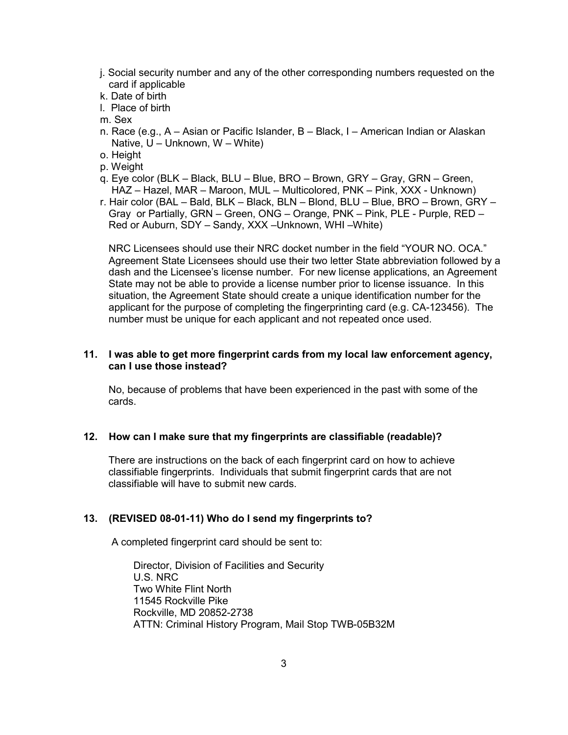j. Social security number and any of the other corresponding numbers requested on the card if applicable
k. Date of birth
l. Place of birth
m. Sex
n. Race (e.g., A – Asian or Pacific Islander, B – Black, I – American Indian or Alaskan Native, U – Unknown, W – White)
o. Height
p. Weight
q. Eye color (BLK – Black, BLU – Blue, BRO – Brown, GRY – Gray, GRN – Green, HAZ – Hazel, MAR – Maroon, MUL – Multicolored, PNK – Pink, XXX - Unknown)
r. Hair color (BAL – Bald, BLK – Black, BLN – Blond, BLU – Blue, BRO – Brown, GRY – Gray or Partially, GRN – Green, ONG – Orange, PNK – Pink, PLE - Purple, RED – Red or Auburn, SDY – Sandy, XXX –Unknown, WHI –White)

NRC Licensees should use their NRC docket number in the field "YOUR NO. OCA." Agreement State Licensees should use their two letter State abbreviation followed by a dash and the Licensee's license number. For new license applications, an Agreement State may not be able to provide a license number prior to license issuance. In this situation, the Agreement State should create a unique identification number for the applicant for the purpose of completing the fingerprinting card (e.g. CA-123456). The number must be unique for each applicant and not repeated once used.

**11. I was able to get more fingerprint cards from my local law enforcement agency, can I use those instead?**

No, because of problems that have been experienced in the past with some of the cards.

**12. How can I make sure that my fingerprints are classifiable (readable)?**

There are instructions on the back of each fingerprint card on how to achieve classifiable fingerprints. Individuals that submit fingerprint cards that are not classifiable will have to submit new cards.

**13. (REVISED 08-01-11) Who do I send my fingerprints to?**

A completed fingerprint card should be sent to:

Director, Division of Facilities and Security
U.S. NRC
Two White Flint North
11545 Rockville Pike
Rockville, MD 20852-2738
ATTN: Criminal History Program, Mail Stop TWB-05B32M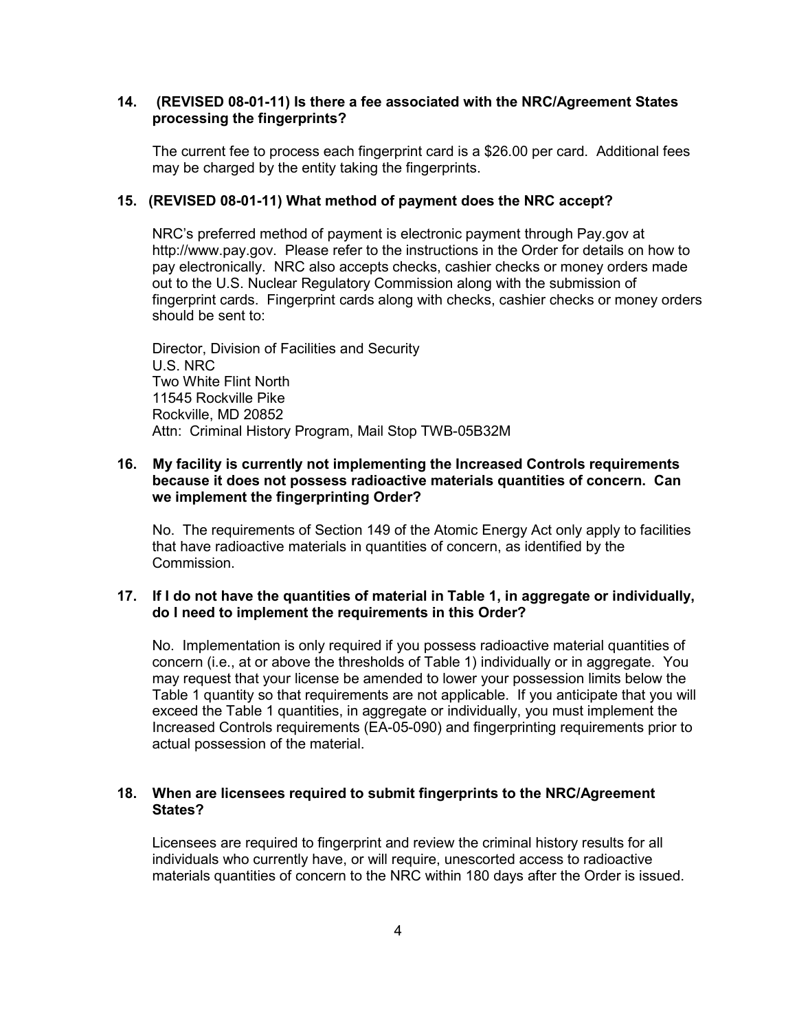**14. (REVISED 08-01-11) Is there a fee associated with the NRC/Agreement States processing the fingerprints?**

The current fee to process each fingerprint card is a $26.00 per card. Additional fees may be charged by the entity taking the fingerprints.

**15. (REVISED 08-01-11) What method of payment does the NRC accept?**

NRC's preferred method of payment is electronic payment through Pay.gov at http://www.pay.gov. Please refer to the instructions in the Order for details on how to pay electronically. NRC also accepts checks, cashier checks or money orders made out to the U.S. Nuclear Regulatory Commission along with the submission of fingerprint cards. Fingerprint cards along with checks, cashier checks or money orders should be sent to:

Director, Division of Facilities and Security
U.S. NRC
Two White Flint North
11545 Rockville Pike
Rockville, MD 20852
Attn: Criminal History Program, Mail Stop TWB-05B32M

**16. My facility is currently not implementing the Increased Controls requirements because it does not possess radioactive materials quantities of concern. Can we implement the fingerprinting Order?**

No. The requirements of Section 149 of the Atomic Energy Act only apply to facilities that have radioactive materials in quantities of concern, as identified by the Commission.

**17. If I do not have the quantities of material in Table 1, in aggregate or individually, do I need to implement the requirements in this Order?**

No. Implementation is only required if you possess radioactive material quantities of concern (i.e., at or above the thresholds of Table 1) individually or in aggregate. You may request that your license be amended to lower your possession limits below the Table 1 quantity so that requirements are not applicable. If you anticipate that you will exceed the Table 1 quantities, in aggregate or individually, you must implement the Increased Controls requirements (EA-05-090) and fingerprinting requirements prior to actual possession of the material.

**18. When are licensees required to submit fingerprints to the NRC/Agreement States?**

Licensees are required to fingerprint and review the criminal history results for all individuals who currently have, or will require, unescorted access to radioactive materials quantities of concern to the NRC within 180 days after the Order is issued.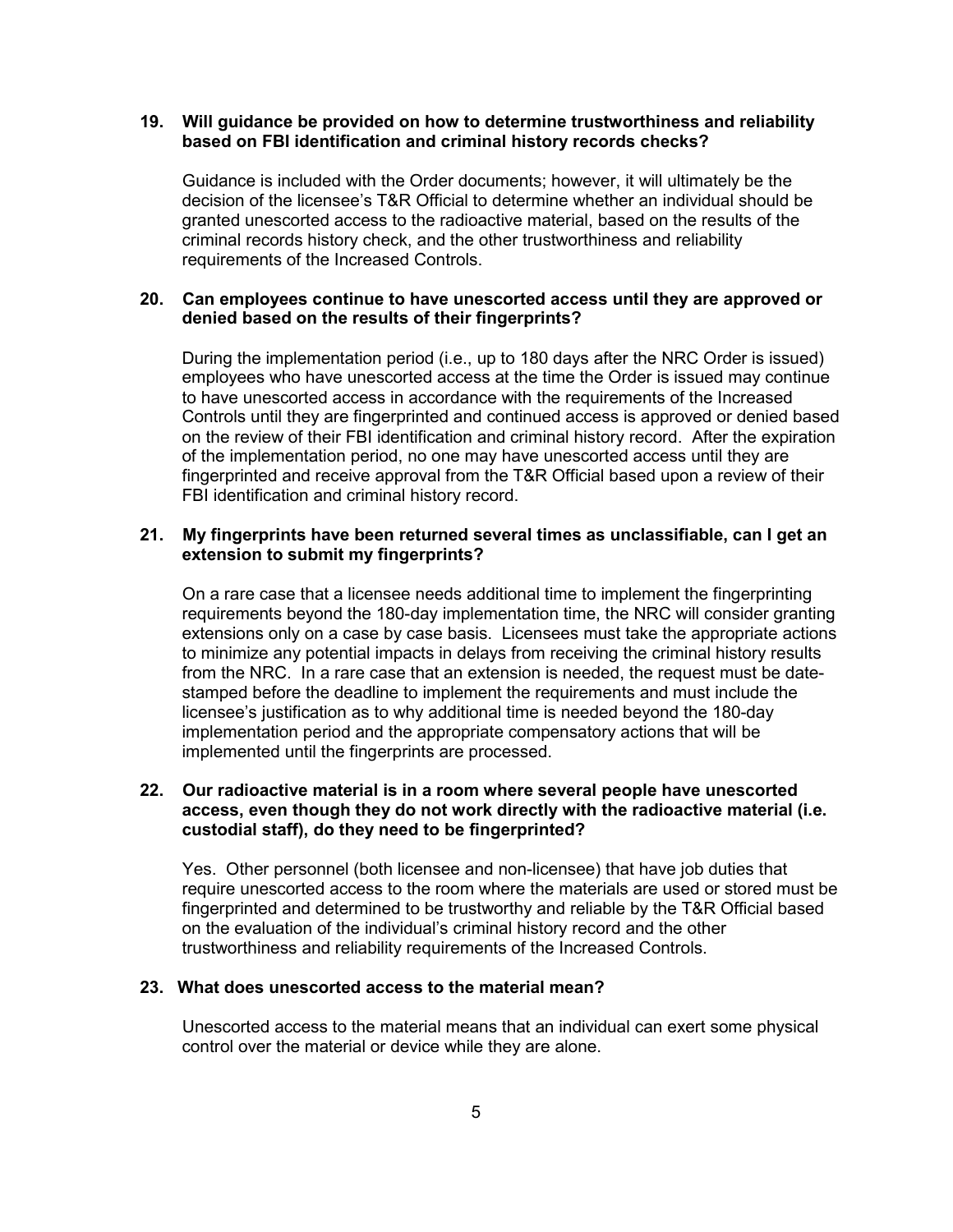**19. Will guidance be provided on how to determine trustworthiness and reliability based on FBI identification and criminal history records checks?**

Guidance is included with the Order documents; however, it will ultimately be the decision of the licensee's T&R Official to determine whether an individual should be granted unescorted access to the radioactive material, based on the results of the criminal records history check, and the other trustworthiness and reliability requirements of the Increased Controls.

**20. Can employees continue to have unescorted access until they are approved or denied based on the results of their fingerprints?**

During the implementation period (i.e., up to 180 days after the NRC Order is issued) employees who have unescorted access at the time the Order is issued may continue to have unescorted access in accordance with the requirements of the Increased Controls until they are fingerprinted and continued access is approved or denied based on the review of their FBI identification and criminal history record. After the expiration of the implementation period, no one may have unescorted access until they are fingerprinted and receive approval from the T&R Official based upon a review of their FBI identification and criminal history record.

**21. My fingerprints have been returned several times as unclassifiable, can I get an extension to submit my fingerprints?**

On a rare case that a licensee needs additional time to implement the fingerprinting requirements beyond the 180-day implementation time, the NRC will consider granting extensions only on a case by case basis. Licensees must take the appropriate actions to minimize any potential impacts in delays from receiving the criminal history results from the NRC. In a rare case that an extension is needed, the request must be date-stamped before the deadline to implement the requirements and must include the licensee's justification as to why additional time is needed beyond the 180-day implementation period and the appropriate compensatory actions that will be implemented until the fingerprints are processed.

**22. Our radioactive material is in a room where several people have unescorted access, even though they do not work directly with the radioactive material (i.e. custodial staff), do they need to be fingerprinted?**

Yes. Other personnel (both licensee and non-licensee) that have job duties that require unescorted access to the room where the materials are used or stored must be fingerprinted and determined to be trustworthy and reliable by the T&R Official based on the evaluation of the individual's criminal history record and the other trustworthiness and reliability requirements of the Increased Controls.

**23. What does unescorted access to the material mean?**

Unescorted access to the material means that an individual can exert some physical control over the material or device while they are alone.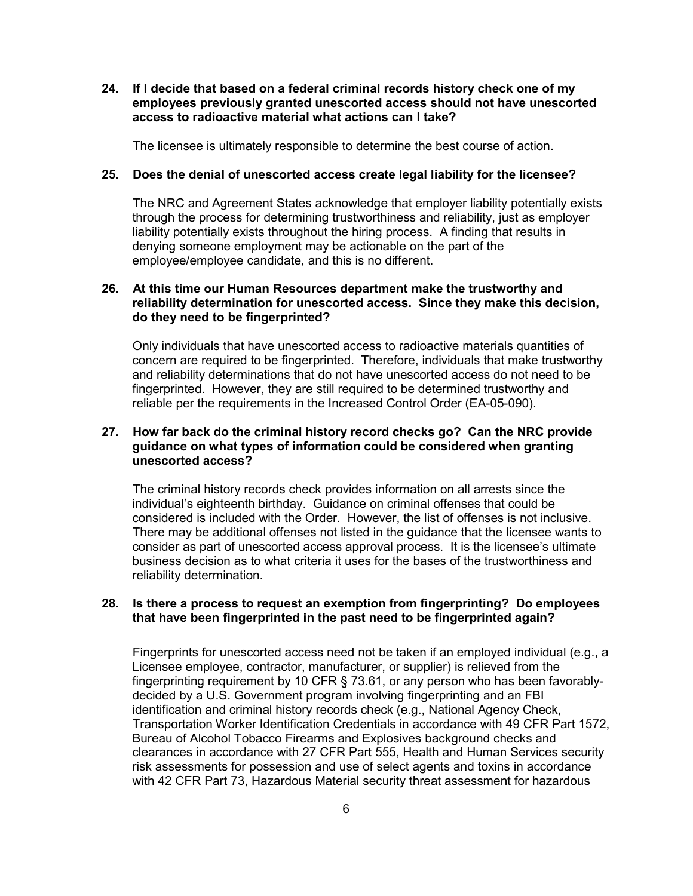**24. If I decide that based on a federal criminal records history check one of my employees previously granted unescorted access should not have unescorted access to radioactive material what actions can I take?**

The licensee is ultimately responsible to determine the best course of action.

**25. Does the denial of unescorted access create legal liability for the licensee?**

The NRC and Agreement States acknowledge that employer liability potentially exists through the process for determining trustworthiness and reliability, just as employer liability potentially exists throughout the hiring process. A finding that results in denying someone employment may be actionable on the part of the employee/employee candidate, and this is no different.

**26. At this time our Human Resources department make the trustworthy and reliability determination for unescorted access. Since they make this decision, do they need to be fingerprinted?**

Only individuals that have unescorted access to radioactive materials quantities of concern are required to be fingerprinted. Therefore, individuals that make trustworthy and reliability determinations that do not have unescorted access do not need to be fingerprinted. However, they are still required to be determined trustworthy and reliable per the requirements in the Increased Control Order (EA-05-090).

**27. How far back do the criminal history record checks go? Can the NRC provide guidance on what types of information could be considered when granting unescorted access?**

The criminal history records check provides information on all arrests since the individual's eighteenth birthday. Guidance on criminal offenses that could be considered is included with the Order. However, the list of offenses is not inclusive. There may be additional offenses not listed in the guidance that the licensee wants to consider as part of unescorted access approval process. It is the licensee's ultimate business decision as to what criteria it uses for the bases of the trustworthiness and reliability determination.

**28. Is there a process to request an exemption from fingerprinting? Do employees that have been fingerprinted in the past need to be fingerprinted again?**

Fingerprints for unescorted access need not be taken if an employed individual (e.g., a Licensee employee, contractor, manufacturer, or supplier) is relieved from the fingerprinting requirement by 10 CFR § 73.61, or any person who has been favorably-decided by a U.S. Government program involving fingerprinting and an FBI identification and criminal history records check (e.g., National Agency Check, Transportation Worker Identification Credentials in accordance with 49 CFR Part 1572, Bureau of Alcohol Tobacco Firearms and Explosives background checks and clearances in accordance with 27 CFR Part 555, Health and Human Services security risk assessments for possession and use of select agents and toxins in accordance with 42 CFR Part 73, Hazardous Material security threat assessment for hazardous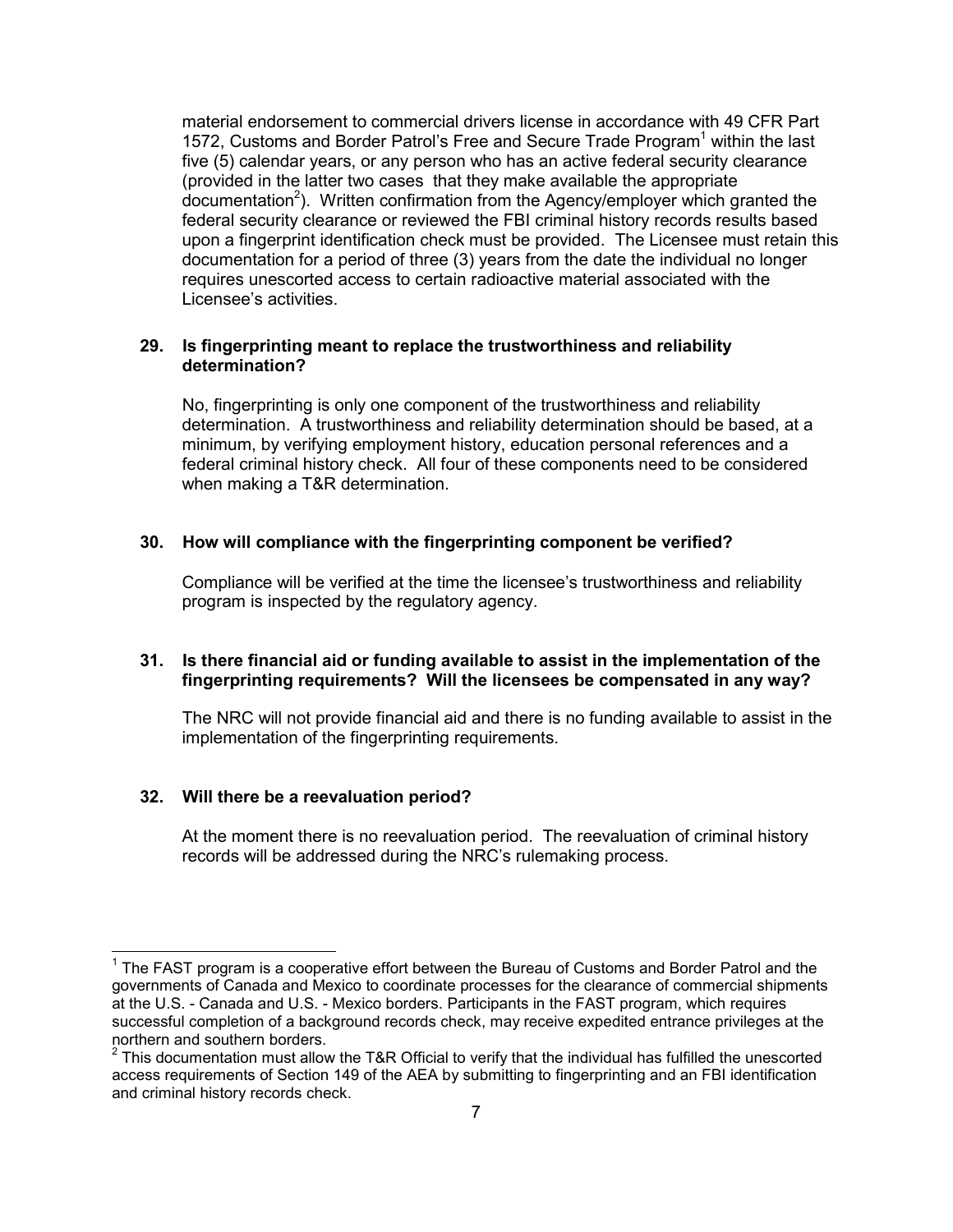material endorsement to commercial drivers license in accordance with 49 CFR Part 1572, Customs and Border Patrol's Free and Secure Trade Program[1] within the last five (5) calendar years, or any person who has an active federal security clearance (provided in the latter two cases that they make available the appropriate documentation[2]). Written confirmation from the Agency/employer which granted the federal security clearance or reviewed the FBI criminal history records results based upon a fingerprint identification check must be provided. The Licensee must retain this documentation for a period of three (3) years from the date the individual no longer requires unescorted access to certain radioactive material associated with the Licensee's activities.

**29. Is fingerprinting meant to replace the trustworthiness and reliability determination?**

No, fingerprinting is only one component of the trustworthiness and reliability determination. A trustworthiness and reliability determination should be based, at a minimum, by verifying employment history, education personal references and a federal criminal history check. All four of these components need to be considered when making a T&R determination.

**30. How will compliance with the fingerprinting component be verified?**

Compliance will be verified at the time the licensee's trustworthiness and reliability program is inspected by the regulatory agency.

**31. Is there financial aid or funding available to assist in the implementation of the fingerprinting requirements? Will the licensees be compensated in any way?**

The NRC will not provide financial aid and there is no funding available to assist in the implementation of the fingerprinting requirements.

**32. Will there be a reevaluation period?**

At the moment there is no reevaluation period. The reevaluation of criminal history records will be addressed during the NRC's rulemaking process.

---

[1] The FAST program is a cooperative effort between the Bureau of Customs and Border Patrol and the governments of Canada and Mexico to coordinate processes for the clearance of commercial shipments at the U.S. - Canada and U.S. - Mexico borders. Participants in the FAST program, which requires successful completion of a background records check, may receive expedited entrance privileges at the northern and southern borders.

[2] This documentation must allow the T&R Official to verify that the individual has fulfilled the unescorted access requirements of Section 149 of the AEA by submitting to fingerprinting and an FBI identification and criminal history records check.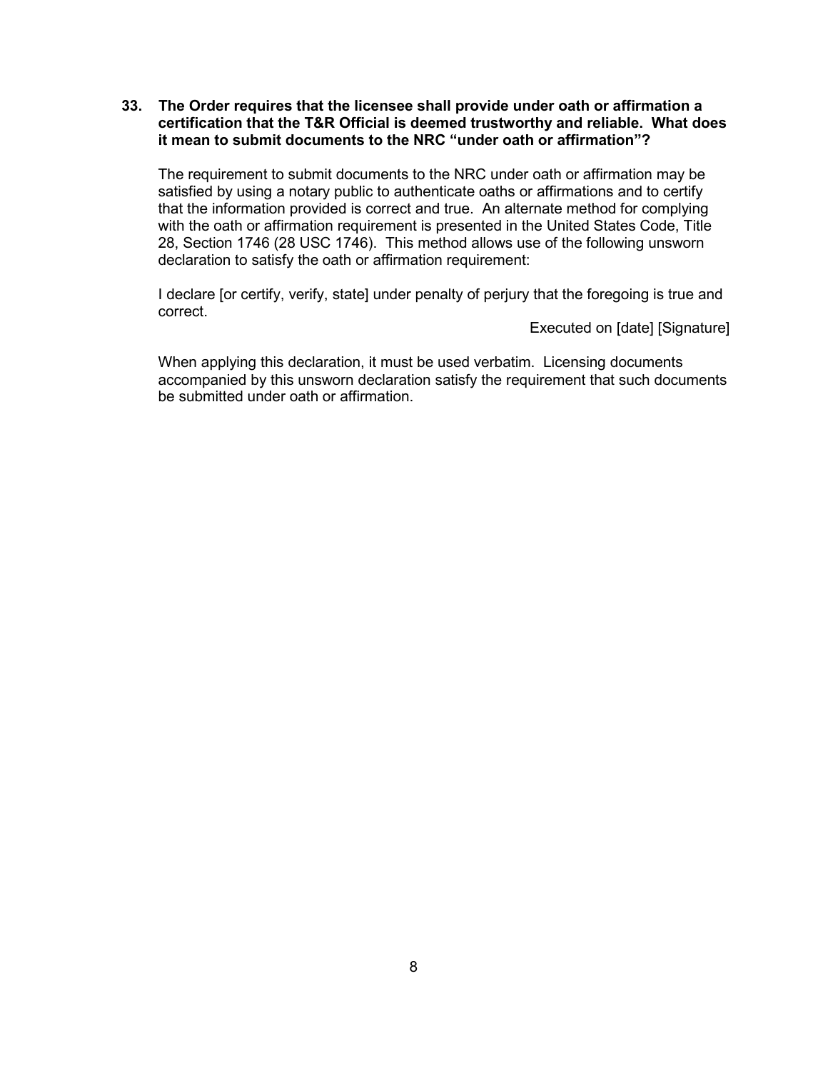**33. The Order requires that the licensee shall provide under oath or affirmation a certification that the T&R Official is deemed trustworthy and reliable. What does it mean to submit documents to the NRC "under oath or affirmation"?**

The requirement to submit documents to the NRC under oath or affirmation may be satisfied by using a notary public to authenticate oaths or affirmations and to certify that the information provided is correct and true. An alternate method for complying with the oath or affirmation requirement is presented in the United States Code, Title 28, Section 1746 (28 USC 1746). This method allows use of the following unsworn declaration to satisfy the oath or affirmation requirement:

I declare [or certify, verify, state] under penalty of perjury that the foregoing is true and correct.

Executed on [date] [Signature]

When applying this declaration, it must be used verbatim. Licensing documents accompanied by this unsworn declaration satisfy the requirement that such documents be submitted under oath or affirmation.